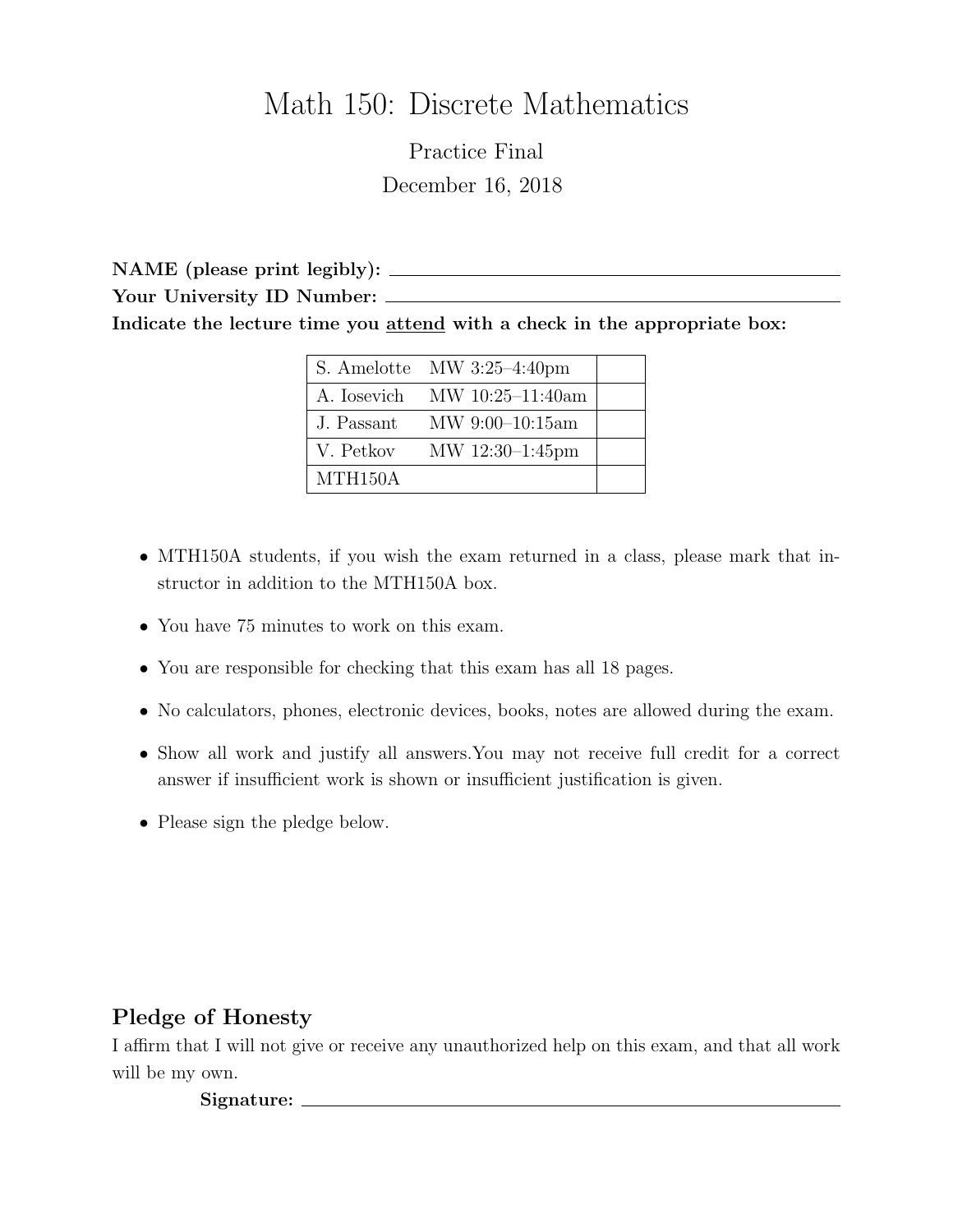# Math 150: Discrete Mathematics

Practice Final

December 16, 2018

**NAME (please print legibly):** ______________________________

**Your University ID Number:** ______________________________

**Indicate the lecture time you <u>attend</u> with a check in the appropriate box:**

| | | |
|---|---|---|
| S. Amelotte | MW 3:25–4:40pm | |
| A. Iosevich | MW 10:25–11:40am | |
| J. Passant | MW 9:00–10:15am | |
| V. Petkov | MW 12:30–1:45pm | |
| MTH150A | | |

- MTH150A students, if you wish the exam returned in a class, please mark that instructor in addition to the MTH150A box.
- You have 75 minutes to work on this exam.
- You are responsible for checking that this exam has all 18 pages.
- No calculators, phones, electronic devices, books, notes are allowed during the exam.
- Show all work and justify all answers.You may not receive full credit for a correct answer if insufficient work is shown or insufficient justification is given.
- Please sign the pledge below.

## Pledge of Honesty

I affirm that I will not give or receive any unauthorized help on this exam, and that all work will be my own.

**Signature:** ______________________________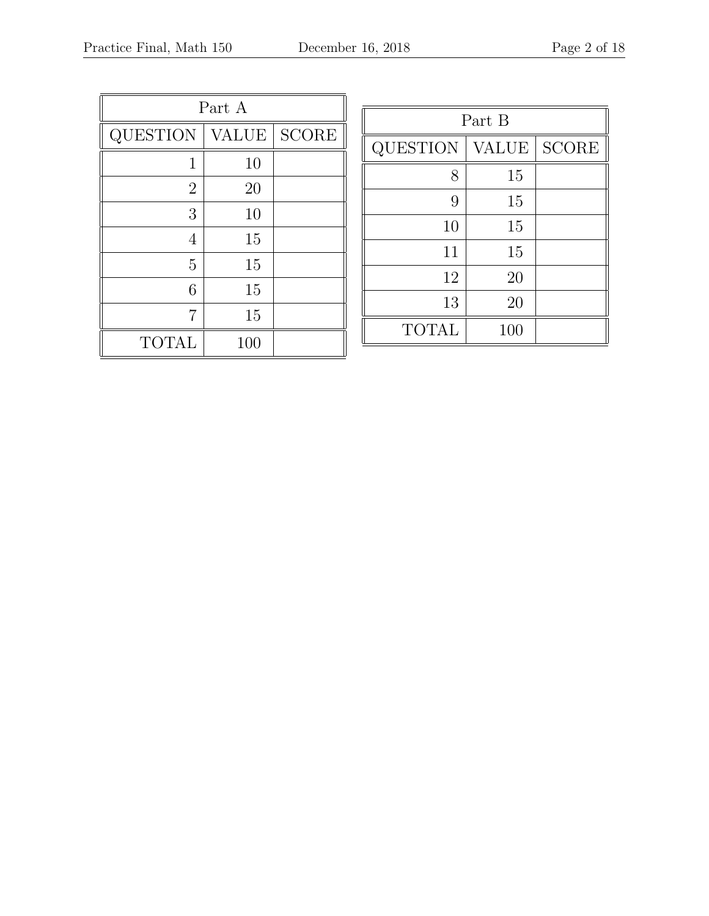| Part A | | |
|---|---|---|
| QUESTION | VALUE | SCORE |
| 1 | 10 | |
| 2 | 20 | |
| 3 | 10 | |
| 4 | 15 | |
| 5 | 15 | |
| 6 | 15 | |
| 7 | 15 | |
| TOTAL | 100 | |

| Part B | | |
|---|---|---|
| QUESTION | VALUE | SCORE |
| 8 | 15 | |
| 9 | 15 | |
| 10 | 15 | |
| 11 | 15 | |
| 12 | 20 | |
| 13 | 20 | |
| TOTAL | 100 | |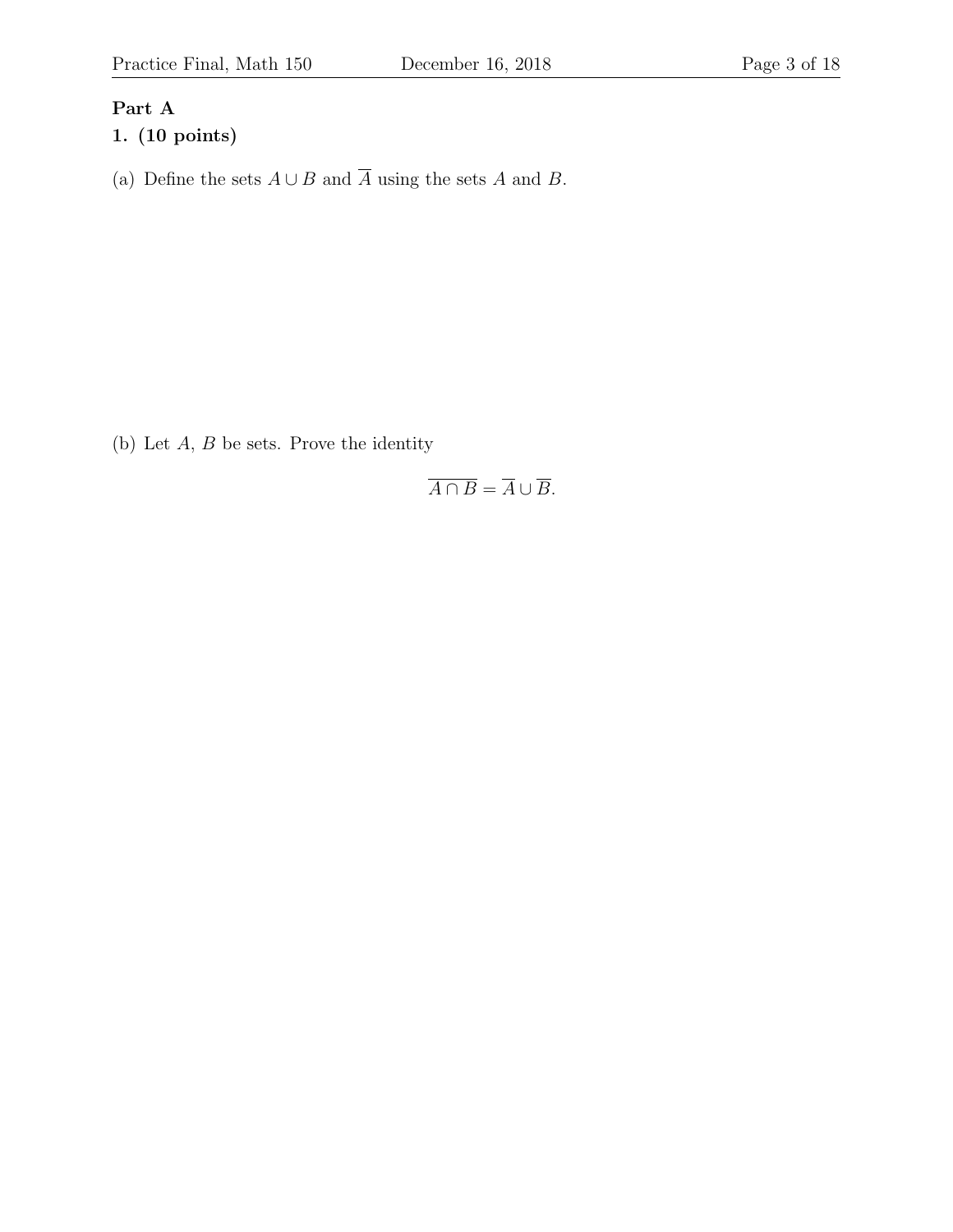**Part A**

**1. (10 points)**

(a) Define the sets $A \cup B$ and $\overline{A}$ using the sets $A$ and $B$.

(b) Let $A$, $B$ be sets. Prove the identity

$$\overline{A \cap B} = \overline{A} \cup \overline{B}.$$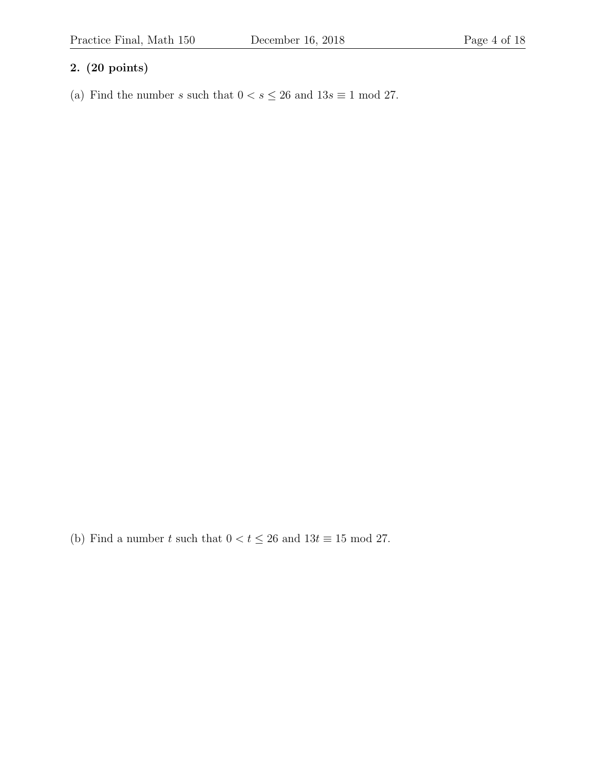**2. (20 points)**

(a) Find the number $s$ such that $0 < s \leq 26$ and $13s \equiv 1 \mod 27$.

(b) Find a number $t$ such that $0 < t \leq 26$ and $13t \equiv 15 \mod 27$.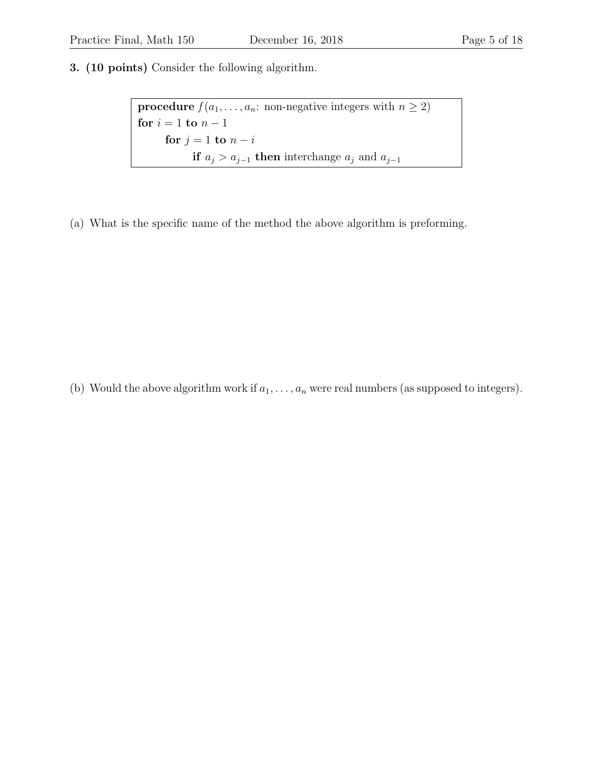**3. (10 points)** Consider the following algorithm.

```
procedure f(a_1, ..., a_n: non-negative integers with n ≥ 2)
for i = 1 to n − 1
    for j = 1 to n − i
        if a_j > a_{j−1} then interchange a_j and a_{j−1}
```

(a) What is the specific name of the method the above algorithm is preforming.

(b) Would the above algorithm work if $a_1, \ldots, a_n$ were real numbers (as supposed to integers).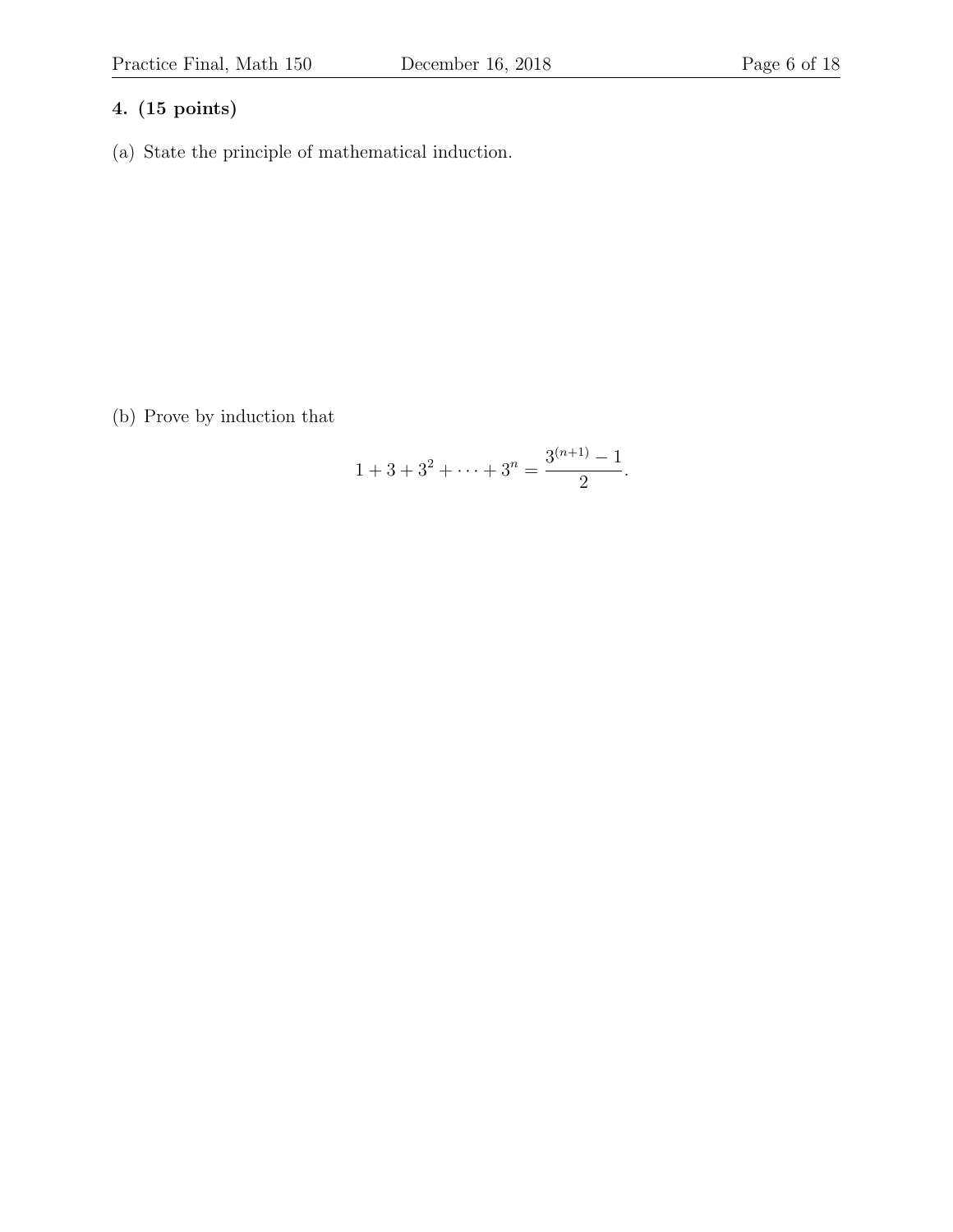**4. (15 points)**

(a) State the principle of mathematical induction.

(b) Prove by induction that

$$1 + 3 + 3^2 + \cdots + 3^n = \frac{3^{(n+1)} - 1}{2}.$$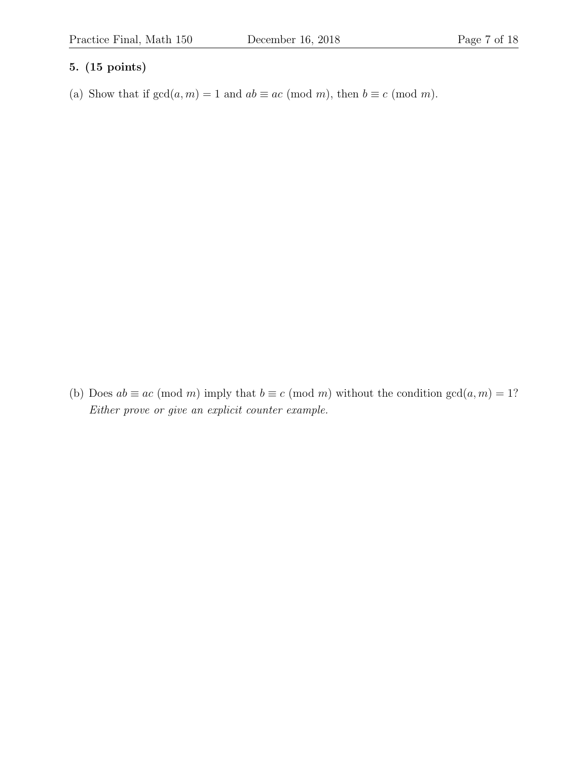**5. (15 points)**

(a) Show that if $\gcd(a, m) = 1$ and $ab \equiv ac \pmod{m}$, then $b \equiv c \pmod{m}$.

(b) Does $ab \equiv ac \pmod{m}$ imply that $b \equiv c \pmod{m}$ without the condition $\gcd(a, m) = 1$? *Either prove or give an explicit counter example.*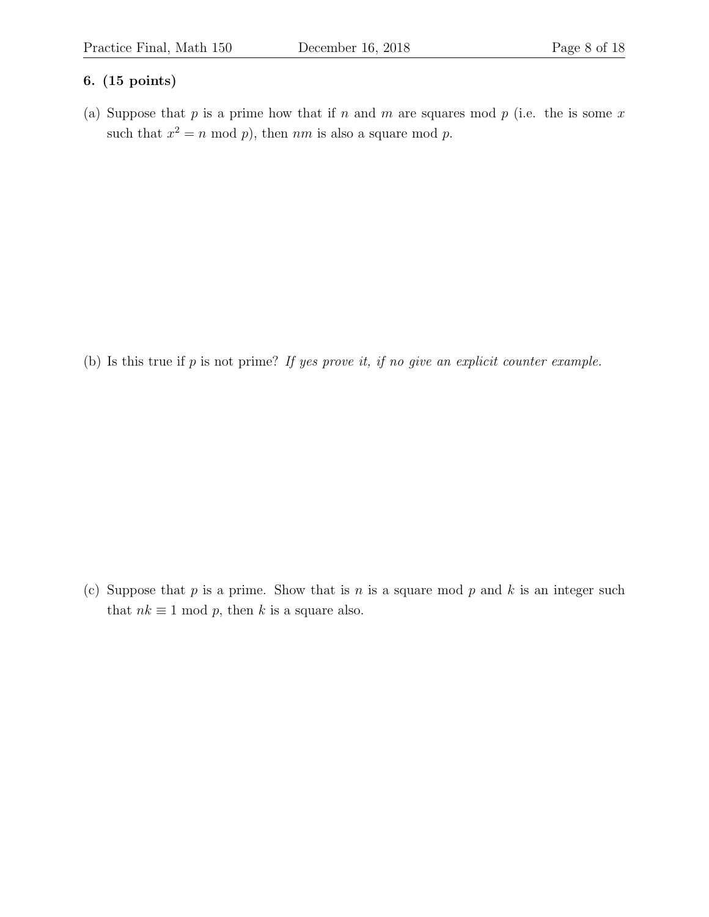**6. (15 points)**

(a) Suppose that $p$ is a prime how that if $n$ and $m$ are squares mod $p$ (i.e. the is some $x$ such that $x^2 = n \bmod p$), then $nm$ is also a square mod $p$.

(b) Is this true if $p$ is not prime? *If yes prove it, if no give an explicit counter example.*

(c) Suppose that $p$ is a prime. Show that is $n$ is a square mod $p$ and $k$ is an integer such that $nk \equiv 1 \bmod p$, then $k$ is a square also.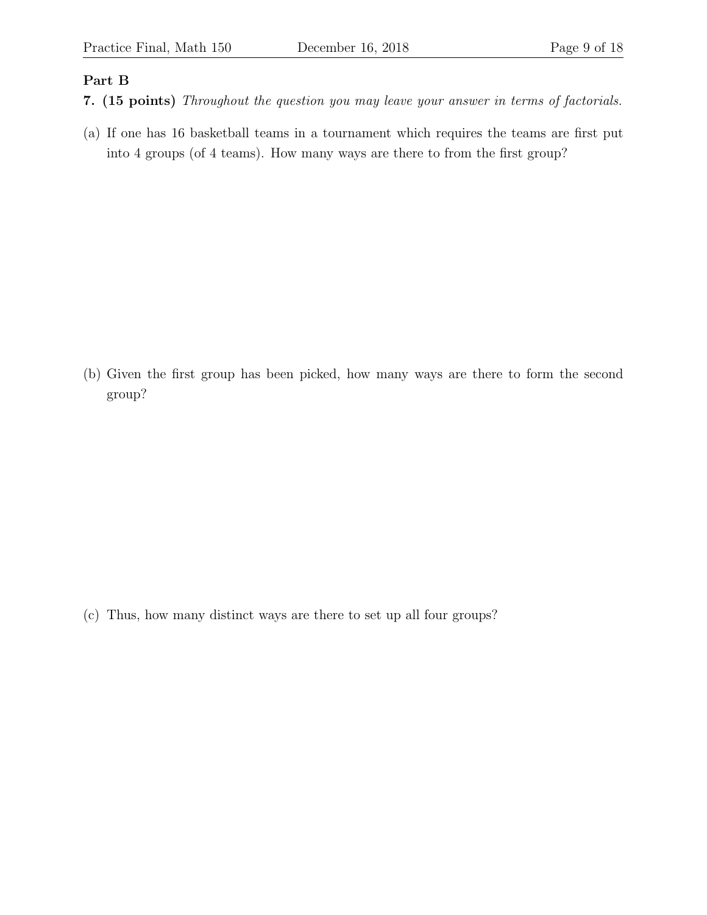**Part B**

**7. (15 points)** *Throughout the question you may leave your answer in terms of factorials.*

(a) If one has 16 basketball teams in a tournament which requires the teams are first put into 4 groups (of 4 teams). How many ways are there to from the first group?

(b) Given the first group has been picked, how many ways are there to form the second group?

(c) Thus, how many distinct ways are there to set up all four groups?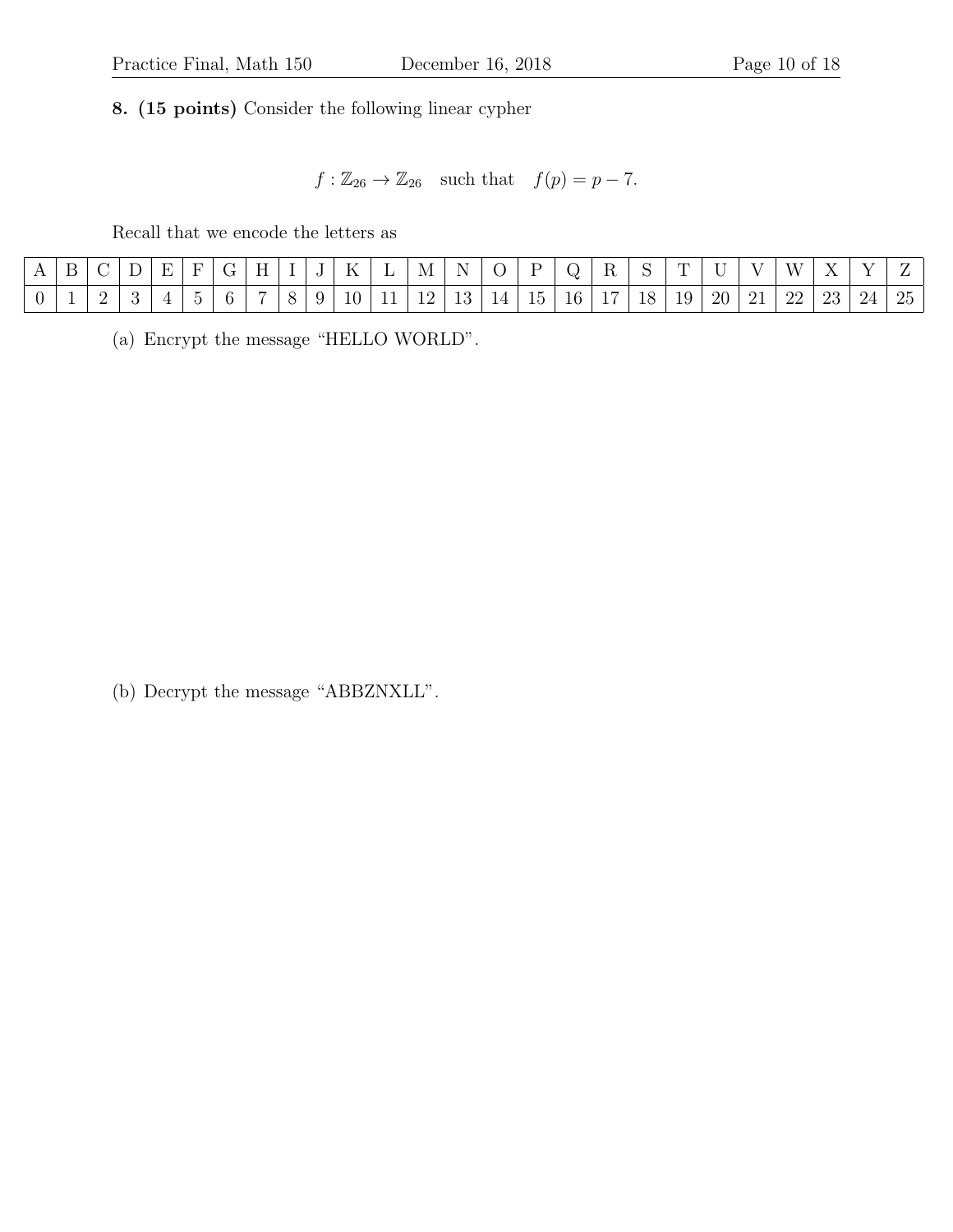**8. (15 points)** Consider the following linear cypher

$$f : \mathbb{Z}_{26} \to \mathbb{Z}_{26} \quad \text{such that} \quad f(p) = p - 7.$$

Recall that we encode the letters as

| A | B | C | D | E | F | G | H | I | J | K | L | M | N | O | P | Q | R | S | T | U | V | W | X | Y | Z |
|---|---|---|---|---|---|---|---|---|---|---|---|---|---|---|---|---|---|---|---|---|---|---|---|---|---|
| 0 | 1 | 2 | 3 | 4 | 5 | 6 | 7 | 8 | 9 | 10 | 11 | 12 | 13 | 14 | 15 | 16 | 17 | 18 | 19 | 20 | 21 | 22 | 23 | 24 | 25 |

(a) Encrypt the message "HELLO WORLD".

(b) Decrypt the message "ABBZNXLL".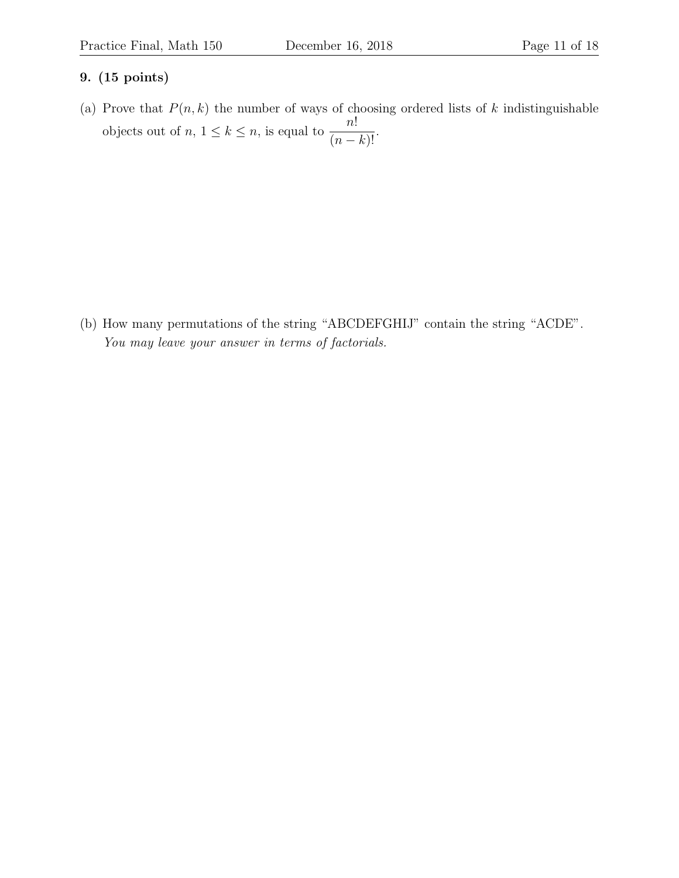**9. (15 points)**

(a) Prove that $P(n, k)$ the number of ways of choosing ordered lists of $k$ indistinguishable objects out of $n$, $1 \leq k \leq n$, is equal to $\dfrac{n!}{(n-k)!}$.

(b) How many permutations of the string "ABCDEFGHIJ" contain the string "ACDE".
*You may leave your answer in terms of factorials.*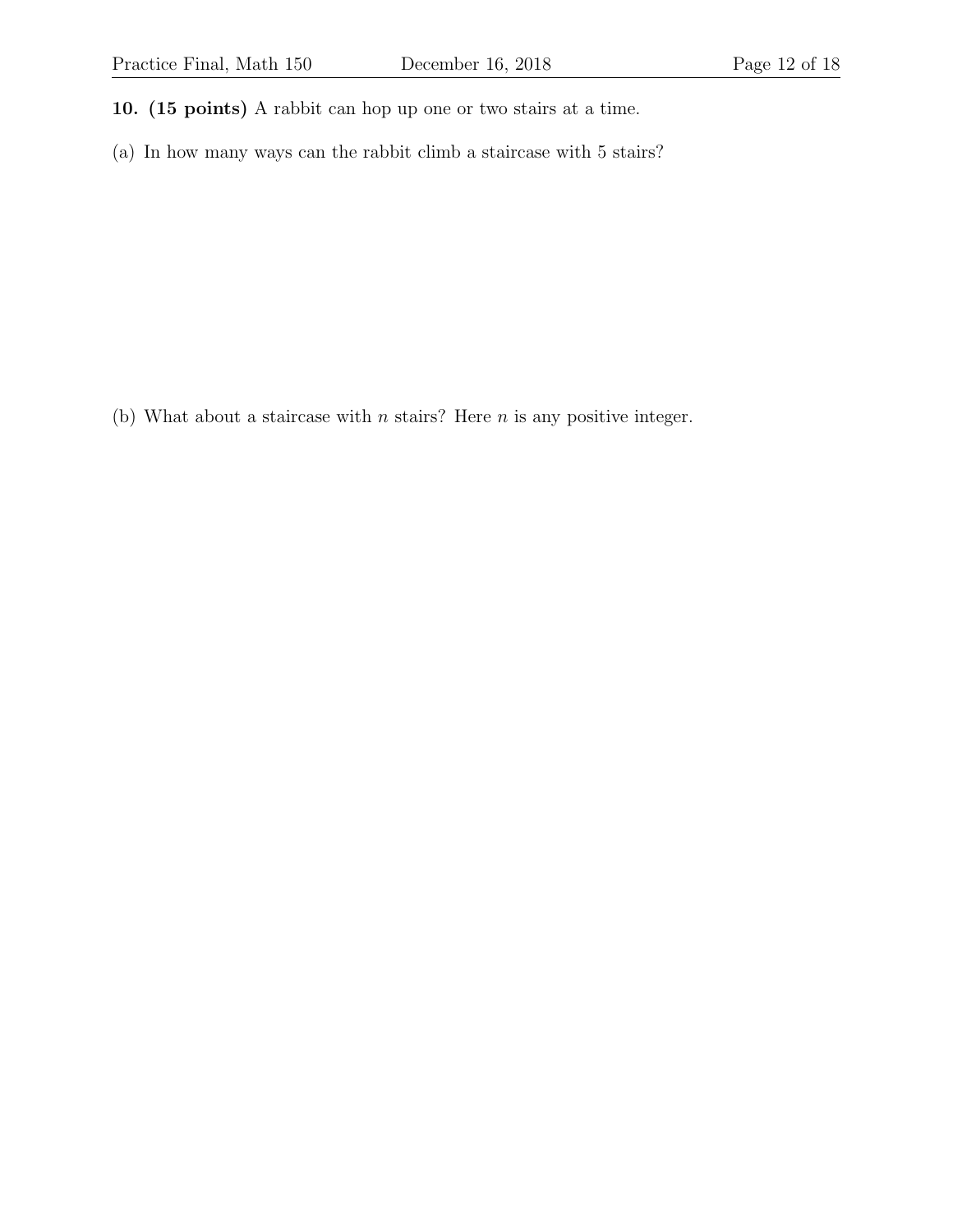**10. (15 points)** A rabbit can hop up one or two stairs at a time.

(a) In how many ways can the rabbit climb a staircase with 5 stairs?

(b) What about a staircase with $n$ stairs? Here $n$ is any positive integer.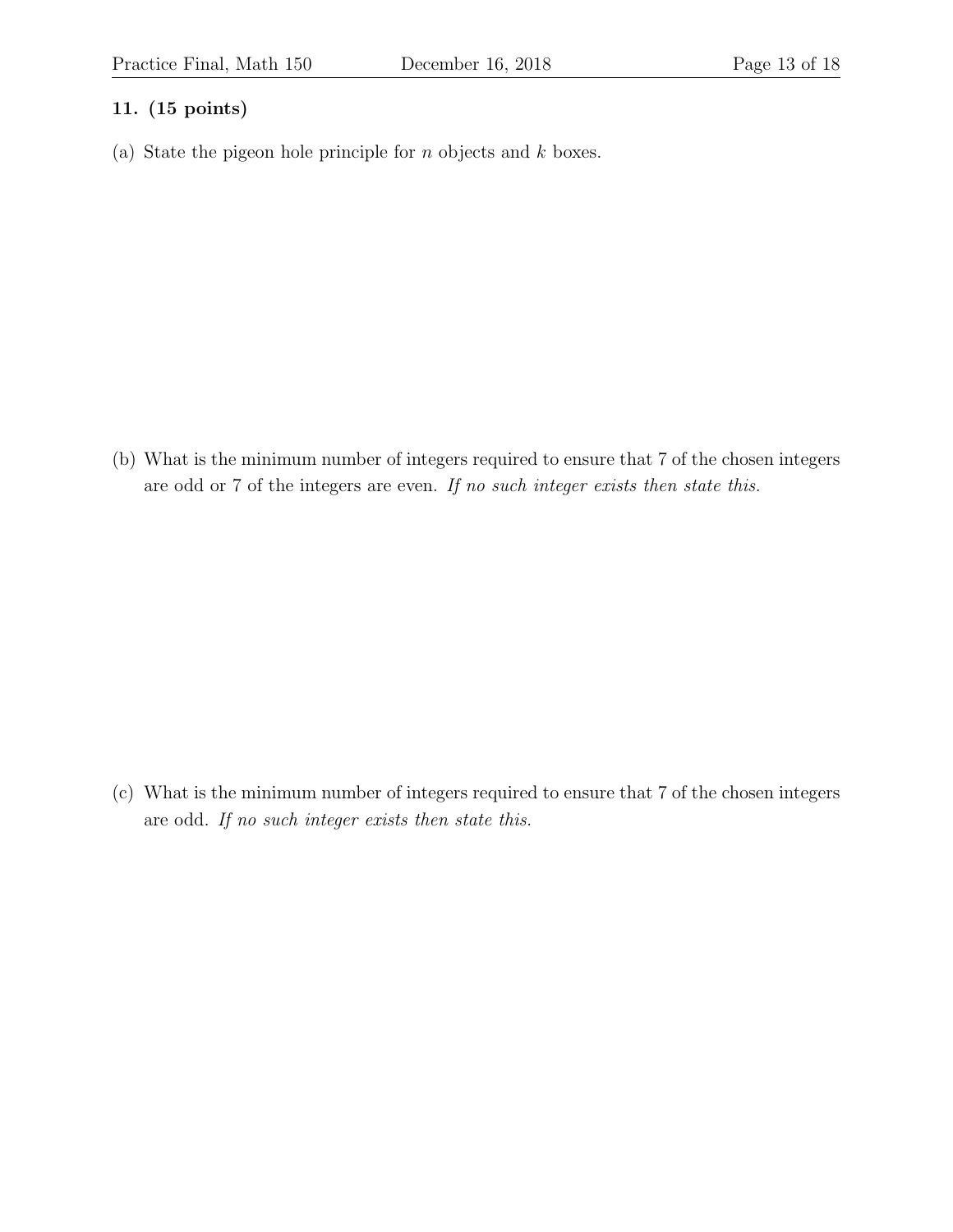**11. (15 points)**

(a) State the pigeon hole principle for $n$ objects and $k$ boxes.

(b) What is the minimum number of integers required to ensure that 7 of the chosen integers are odd or 7 of the integers are even. *If no such integer exists then state this.*

(c) What is the minimum number of integers required to ensure that 7 of the chosen integers are odd. *If no such integer exists then state this.*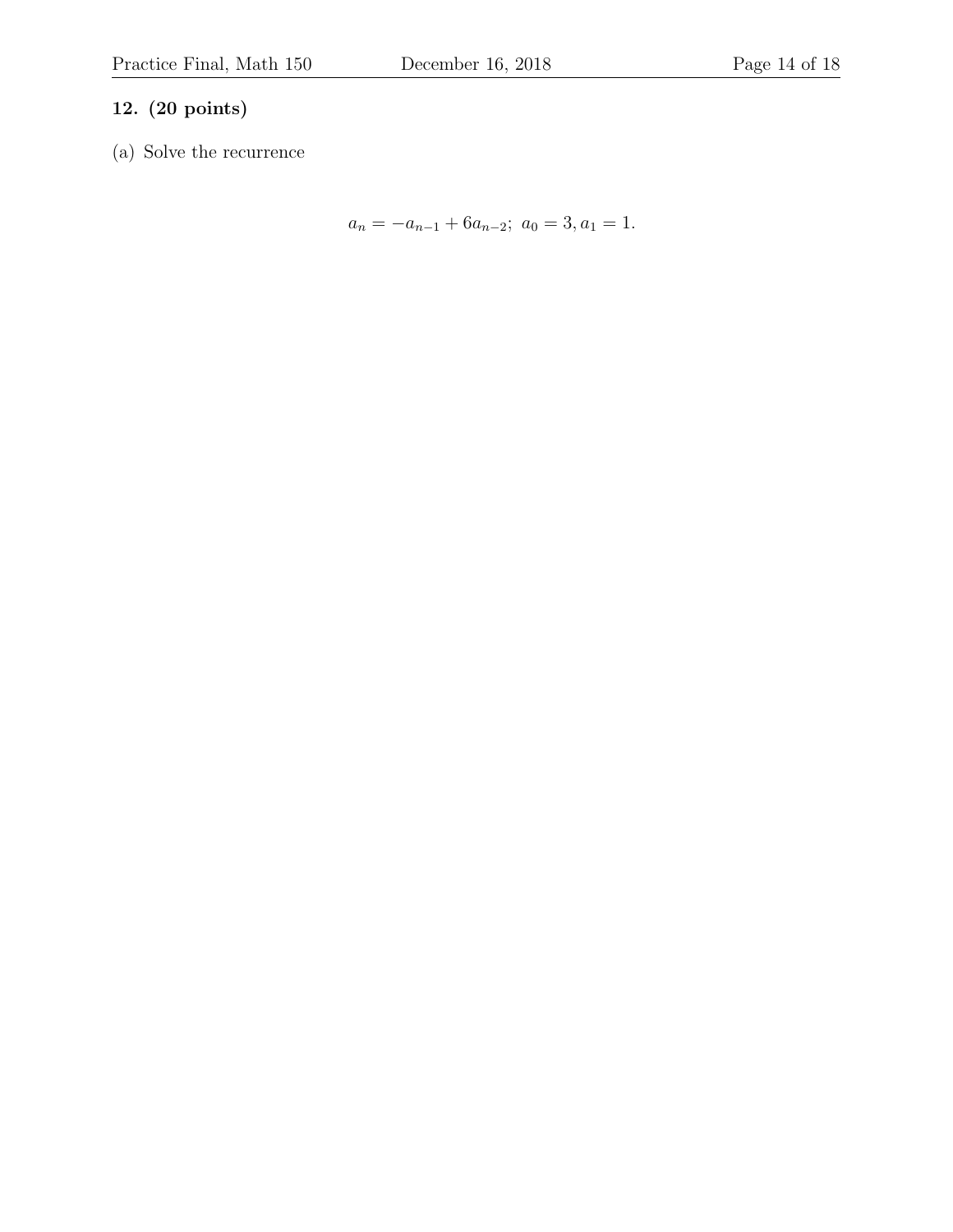**12. (20 points)**

(a) Solve the recurrence

$$a_n = -a_{n-1} + 6a_{n-2};\ \ a_0 = 3, a_1 = 1.$$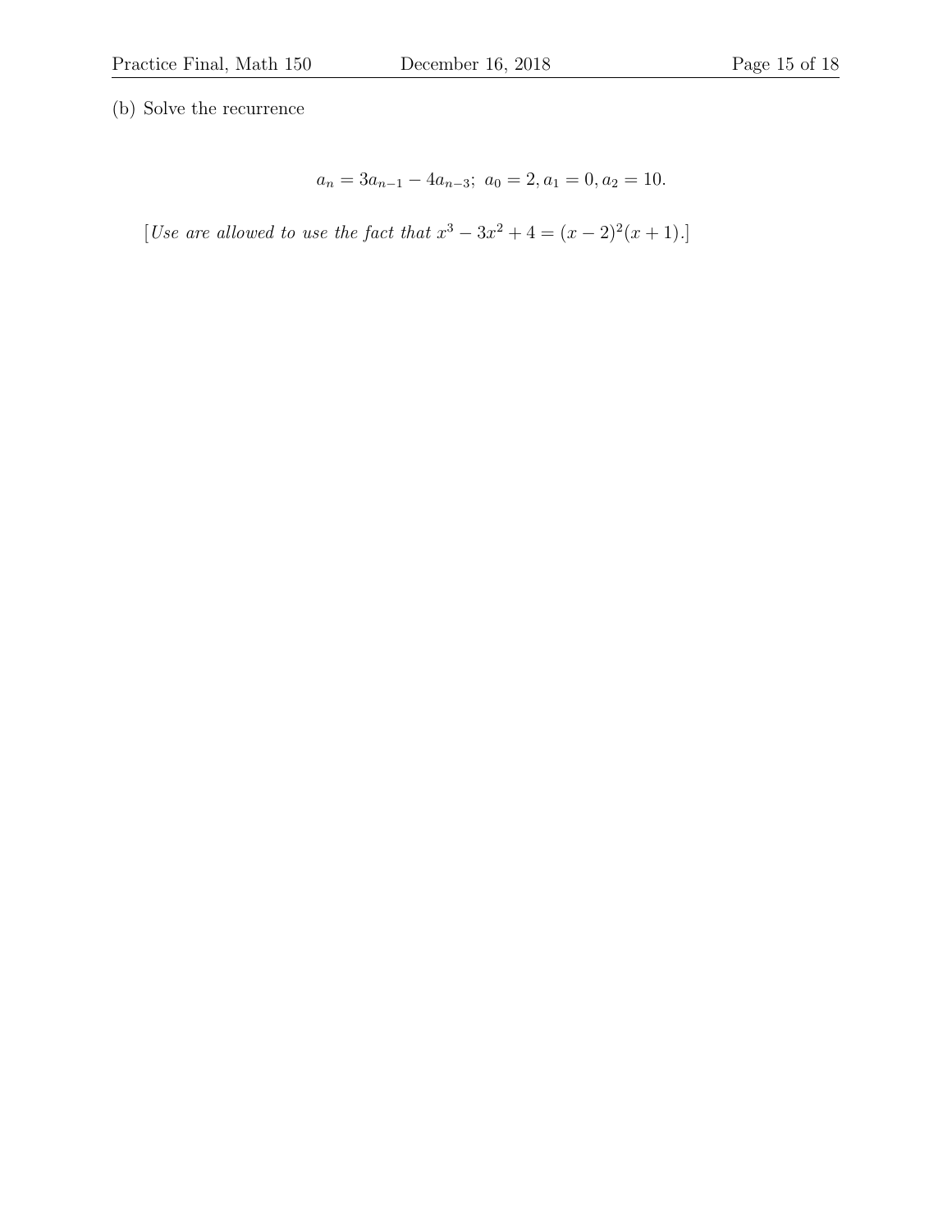(b) Solve the recurrence

$$a_n = 3a_{n-1} - 4a_{n-3};\ a_0 = 2, a_1 = 0, a_2 = 10.$$

[*Use are allowed to use the fact that* $x^3 - 3x^2 + 4 = (x-2)^2(x+1)$.]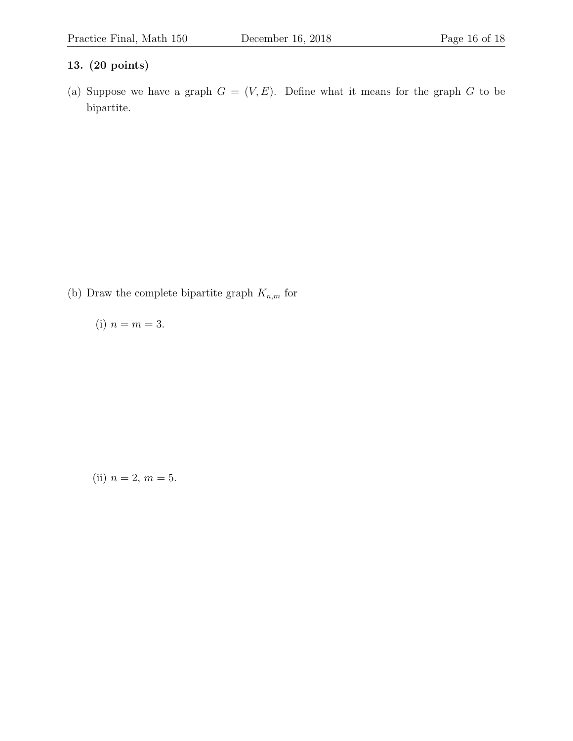**13. (20 points)**

(a) Suppose we have a graph $G = (V, E)$. Define what it means for the graph $G$ to be bipartite.

(b) Draw the complete bipartite graph $K_{n,m}$ for

(i) $n = m = 3$.

(ii) $n = 2$, $m = 5$.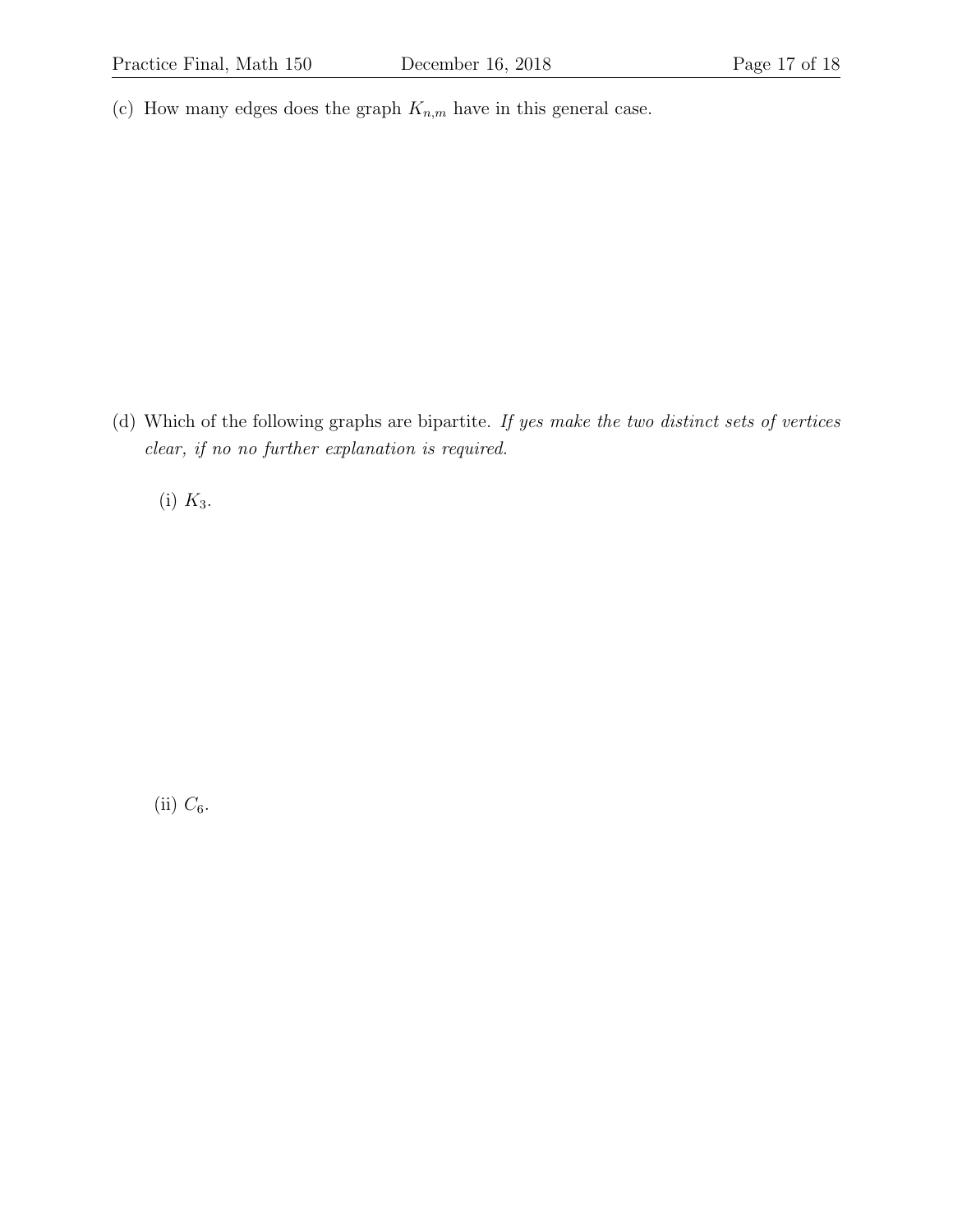(c) How many edges does the graph $K_{n,m}$ have in this general case.

(d) Which of the following graphs are bipartite. *If yes make the two distinct sets of vertices clear, if no no further explanation is required.*

(i) $K_3$.

(ii) $C_6$.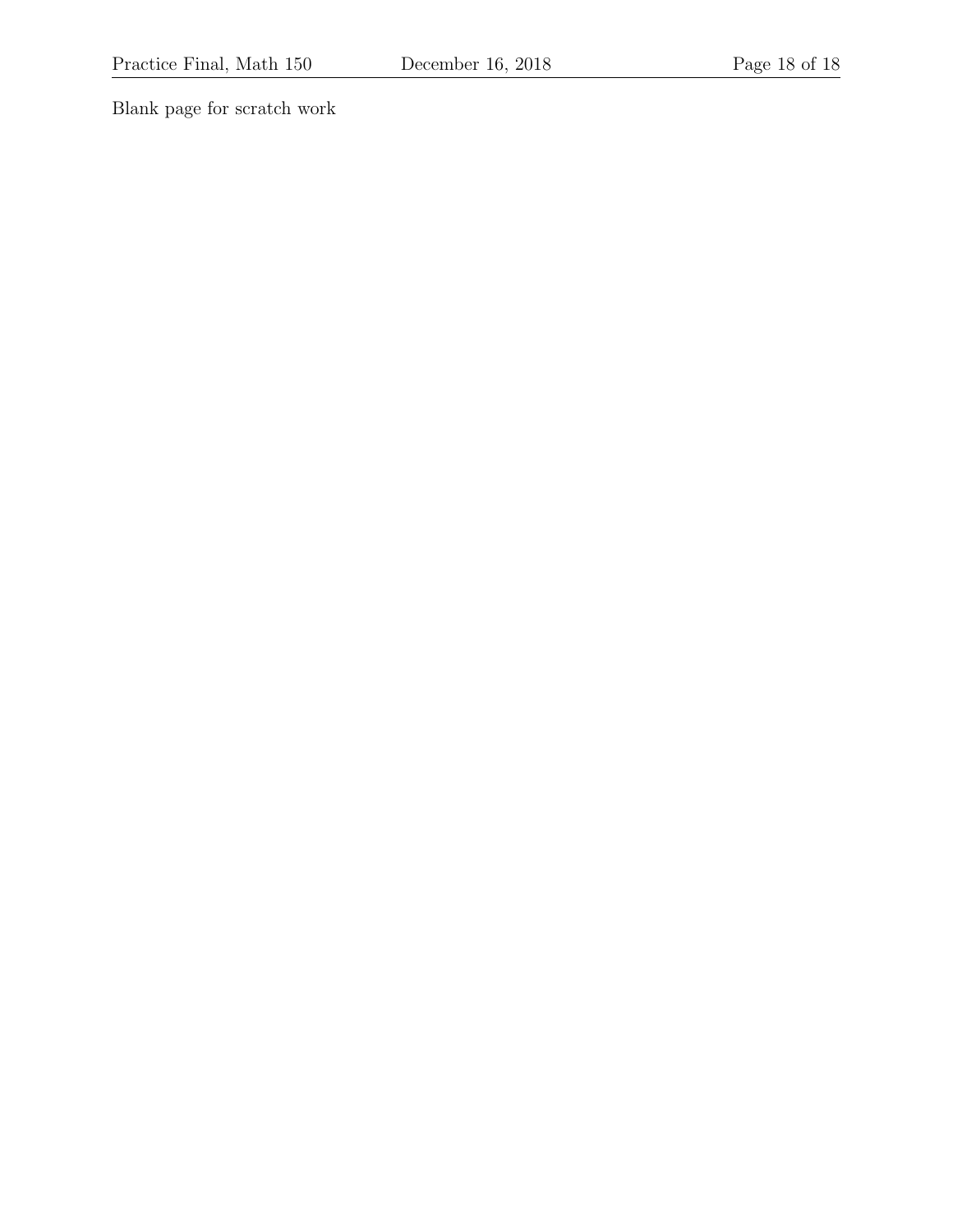Blank page for scratch work